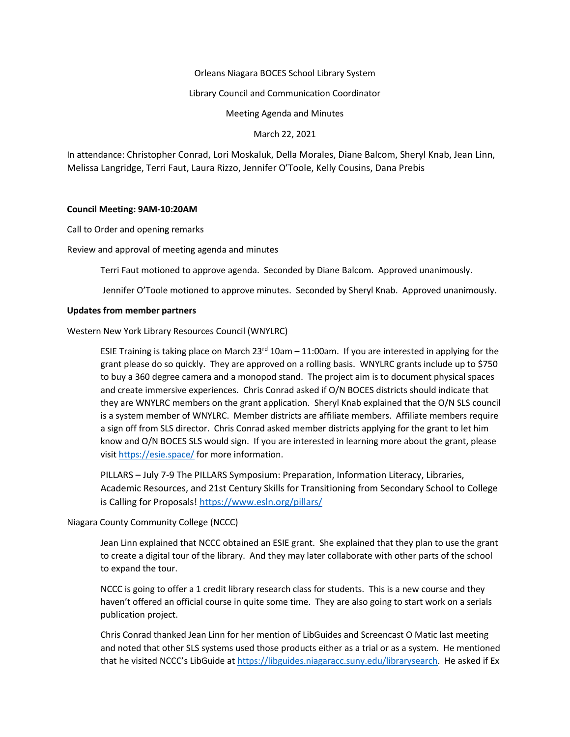Orleans Niagara BOCES School Library System

Library Council and Communication Coordinator

Meeting Agenda and Minutes

March 22, 2021

In attendance: Christopher Conrad, Lori Moskaluk, Della Morales, Diane Balcom, Sheryl Knab, Jean Linn, Melissa Langridge, Terri Faut, Laura Rizzo, Jennifer O'Toole, Kelly Cousins, Dana Prebis

**Council Meeting: 9AM-10:20AM**

Call to Order and opening remarks

Review and approval of meeting agenda and minutes

> Terri Faut motioned to approve agenda. Seconded by Diane Balcom. Approved unanimously.
>
> Jennifer O'Toole motioned to approve minutes. Seconded by Sheryl Knab. Approved unanimously.

**Updates from member partners**

Western New York Library Resources Council (WNYLRC)

> ESIE Training is taking place on March 23rd 10am – 11:00am. If you are interested in applying for the grant please do so quickly. They are approved on a rolling basis. WNYLRC grants include up to $750 to buy a 360 degree camera and a monopod stand. The project aim is to document physical spaces and create immersive experiences. Chris Conrad asked if O/N BOCES districts should indicate that they are WNYLRC members on the grant application. Sheryl Knab explained that the O/N SLS council is a system member of WNYLRC. Member districts are affiliate members. Affiliate members require a sign off from SLS director. Chris Conrad asked member districts applying for the grant to let him know and O/N BOCES SLS would sign. If you are interested in learning more about the grant, please visit https://esie.space/ for more information.
>
> PILLARS – July 7-9 The PILLARS Symposium: Preparation, Information Literacy, Libraries, Academic Resources, and 21st Century Skills for Transitioning from Secondary School to College is Calling for Proposals! https://www.esln.org/pillars/

Niagara County Community College (NCCC)

> Jean Linn explained that NCCC obtained an ESIE grant. She explained that they plan to use the grant to create a digital tour of the library. And they may later collaborate with other parts of the school to expand the tour.
>
> NCCC is going to offer a 1 credit library research class for students. This is a new course and they haven't offered an official course in quite some time. They are also going to start work on a serials publication project.
>
> Chris Conrad thanked Jean Linn for her mention of LibGuides and Screencast O Matic last meeting and noted that other SLS systems used those products either as a trial or as a system. He mentioned that he visited NCCC's LibGuide at https://libguides.niagaracc.suny.edu/librarysearch. He asked if Ex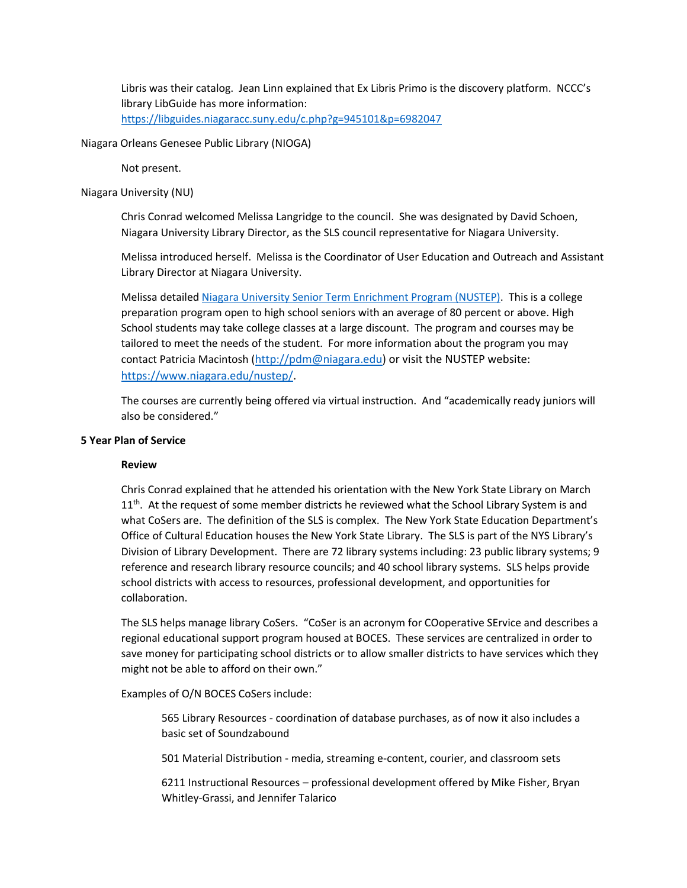Libris was their catalog. Jean Linn explained that Ex Libris Primo is the discovery platform. NCCC's library LibGuide has more information: https://libguides.niagaracc.suny.edu/c.php?g=945101&p=6982047

Niagara Orleans Genesee Public Library (NIOGA)

Not present.

Niagara University (NU)

Chris Conrad welcomed Melissa Langridge to the council. She was designated by David Schoen, Niagara University Library Director, as the SLS council representative for Niagara University.

Melissa introduced herself. Melissa is the Coordinator of User Education and Outreach and Assistant Library Director at Niagara University.

Melissa detailed Niagara University Senior Term Enrichment Program (NUSTEP). This is a college preparation program open to high school seniors with an average of 80 percent or above. High School students may take college classes at a large discount. The program and courses may be tailored to meet the needs of the student. For more information about the program you may contact Patricia Macintosh (http://pdm@niagara.edu) or visit the NUSTEP website: https://www.niagara.edu/nustep/.

The courses are currently being offered via virtual instruction. And "academically ready juniors will also be considered."

**5 Year Plan of Service**

**Review**

Chris Conrad explained that he attended his orientation with the New York State Library on March 11th. At the request of some member districts he reviewed what the School Library System is and what CoSers are. The definition of the SLS is complex. The New York State Education Department's Office of Cultural Education houses the New York State Library. The SLS is part of the NYS Library's Division of Library Development. There are 72 library systems including: 23 public library systems; 9 reference and research library resource councils; and 40 school library systems. SLS helps provide school districts with access to resources, professional development, and opportunities for collaboration.

The SLS helps manage library CoSers. "CoSer is an acronym for COoperative SErvice and describes a regional educational support program housed at BOCES. These services are centralized in order to save money for participating school districts or to allow smaller districts to have services which they might not be able to afford on their own."

Examples of O/N BOCES CoSers include:

> 565 Library Resources - coordination of database purchases, as of now it also includes a basic set of Soundzabound
>
> 501 Material Distribution - media, streaming e-content, courier, and classroom sets
>
> 6211 Instructional Resources – professional development offered by Mike Fisher, Bryan Whitley-Grassi, and Jennifer Talarico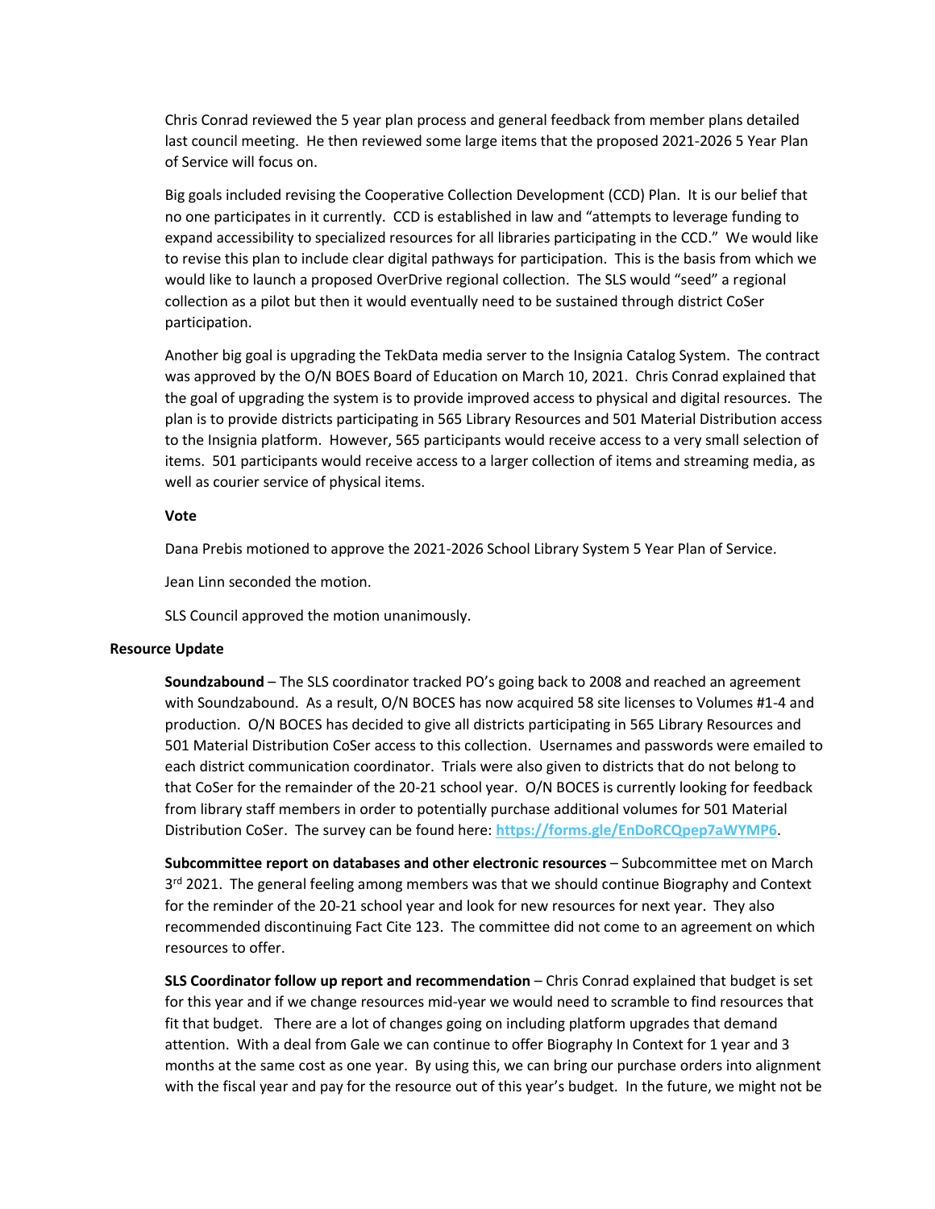Chris Conrad reviewed the 5 year plan process and general feedback from member plans detailed last council meeting. He then reviewed some large items that the proposed 2021-2026 5 Year Plan of Service will focus on.

Big goals included revising the Cooperative Collection Development (CCD) Plan. It is our belief that no one participates in it currently. CCD is established in law and "attempts to leverage funding to expand accessibility to specialized resources for all libraries participating in the CCD." We would like to revise this plan to include clear digital pathways for participation. This is the basis from which we would like to launch a proposed OverDrive regional collection. The SLS would "seed" a regional collection as a pilot but then it would eventually need to be sustained through district CoSer participation.

Another big goal is upgrading the TekData media server to the Insignia Catalog System. The contract was approved by the O/N BOES Board of Education on March 10, 2021. Chris Conrad explained that the goal of upgrading the system is to provide improved access to physical and digital resources. The plan is to provide districts participating in 565 Library Resources and 501 Material Distribution access to the Insignia platform. However, 565 participants would receive access to a very small selection of items. 501 participants would receive access to a larger collection of items and streaming media, as well as courier service of physical items.

**Vote**

Dana Prebis motioned to approve the 2021-2026 School Library System 5 Year Plan of Service.

Jean Linn seconded the motion.

SLS Council approved the motion unanimously.

**Resource Update**

**Soundzabound** – The SLS coordinator tracked PO's going back to 2008 and reached an agreement with Soundzabound. As a result, O/N BOCES has now acquired 58 site licenses to Volumes #1-4 and production. O/N BOCES has decided to give all districts participating in 565 Library Resources and 501 Material Distribution CoSer access to this collection. Usernames and passwords were emailed to each district communication coordinator. Trials were also given to districts that do not belong to that CoSer for the remainder of the 20-21 school year. O/N BOCES is currently looking for feedback from library staff members in order to potentially purchase additional volumes for 501 Material Distribution CoSer. The survey can be found here: **https://forms.gle/EnDoRCQpep7aWYMP6**.

**Subcommittee report on databases and other electronic resources** – Subcommittee met on March 3rd 2021. The general feeling among members was that we should continue Biography and Context for the reminder of the 20-21 school year and look for new resources for next year. They also recommended discontinuing Fact Cite 123. The committee did not come to an agreement on which resources to offer.

**SLS Coordinator follow up report and recommendation** – Chris Conrad explained that budget is set for this year and if we change resources mid-year we would need to scramble to find resources that fit that budget. There are a lot of changes going on including platform upgrades that demand attention. With a deal from Gale we can continue to offer Biography In Context for 1 year and 3 months at the same cost as one year. By using this, we can bring our purchase orders into alignment with the fiscal year and pay for the resource out of this year's budget. In the future, we might not be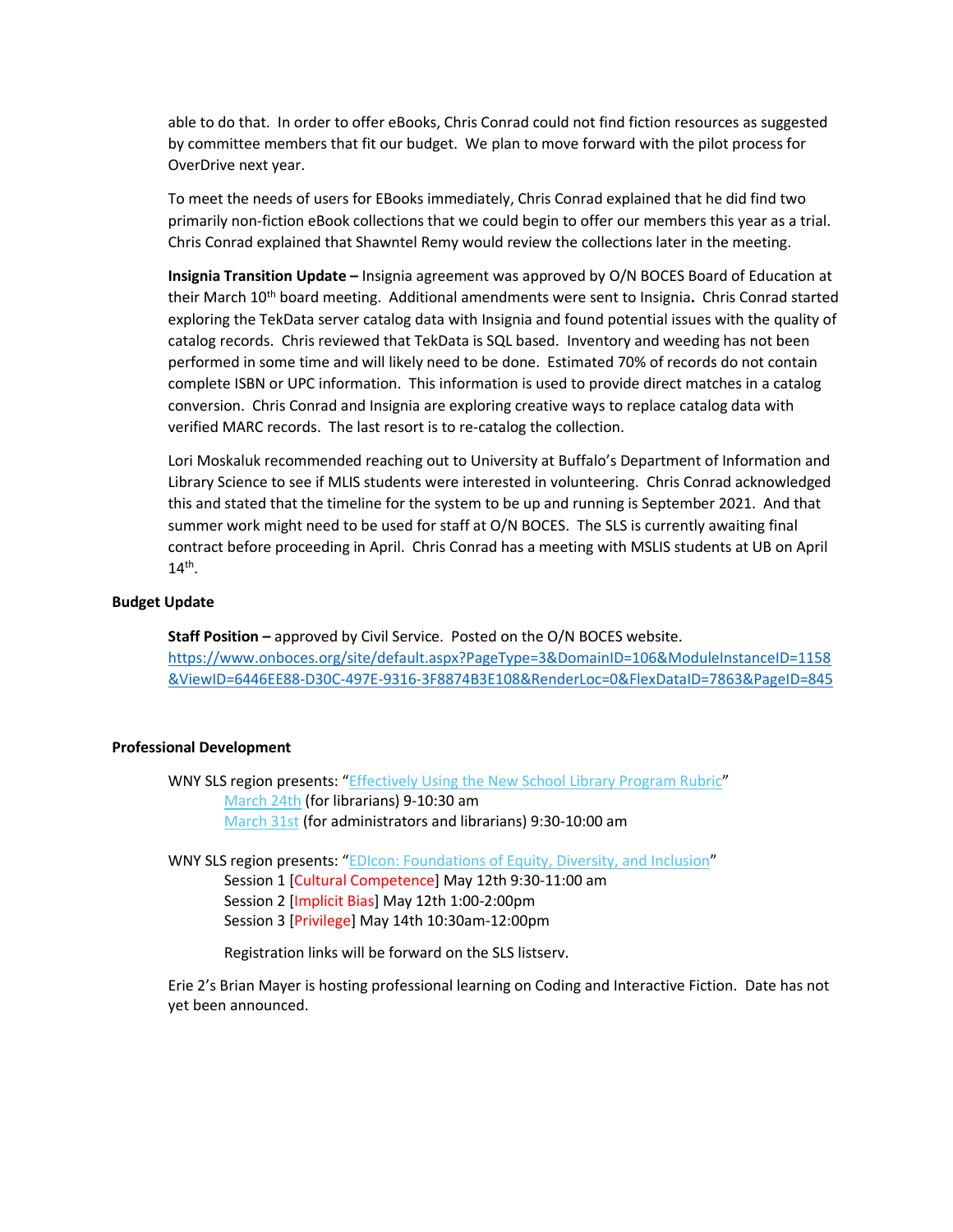able to do that. In order to offer eBooks, Chris Conrad could not find fiction resources as suggested by committee members that fit our budget. We plan to move forward with the pilot process for OverDrive next year.

To meet the needs of users for EBooks immediately, Chris Conrad explained that he did find two primarily non-fiction eBook collections that we could begin to offer our members this year as a trial. Chris Conrad explained that Shawntel Remy would review the collections later in the meeting.

**Insignia Transition Update –** Insignia agreement was approved by O/N BOCES Board of Education at their March 10th board meeting. Additional amendments were sent to Insignia**.** Chris Conrad started exploring the TekData server catalog data with Insignia and found potential issues with the quality of catalog records. Chris reviewed that TekData is SQL based. Inventory and weeding has not been performed in some time and will likely need to be done. Estimated 70% of records do not contain complete ISBN or UPC information. This information is used to provide direct matches in a catalog conversion. Chris Conrad and Insignia are exploring creative ways to replace catalog data with verified MARC records. The last resort is to re-catalog the collection.

Lori Moskaluk recommended reaching out to University at Buffalo's Department of Information and Library Science to see if MLIS students were interested in volunteering. Chris Conrad acknowledged this and stated that the timeline for the system to be up and running is September 2021. And that summer work might need to be used for staff at O/N BOCES. The SLS is currently awaiting final contract before proceeding in April. Chris Conrad has a meeting with MSLIS students at UB on April 14th.

**Budget Update**

**Staff Position –** approved by Civil Service. Posted on the O/N BOCES website. https://www.onboces.org/site/default.aspx?PageType=3&DomainID=106&ModuleInstanceID=1158&ViewID=6446EE88-D30C-497E-9316-3F8874B3E108&RenderLoc=0&FlexDataID=7863&PageID=845

**Professional Development**

WNY SLS region presents: "Effectively Using the New School Library Program Rubric"
- March 24th (for librarians) 9-10:30 am
- March 31st (for administrators and librarians) 9:30-10:00 am

WNY SLS region presents: "EDIcon: Foundations of Equity, Diversity, and Inclusion"
- Session 1 [Cultural Competence] May 12th 9:30-11:00 am
- Session 2 [Implicit Bias] May 12th 1:00-2:00pm
- Session 3 [Privilege] May 14th 10:30am-12:00pm

Registration links will be forward on the SLS listserv.

Erie 2's Brian Mayer is hosting professional learning on Coding and Interactive Fiction. Date has not yet been announced.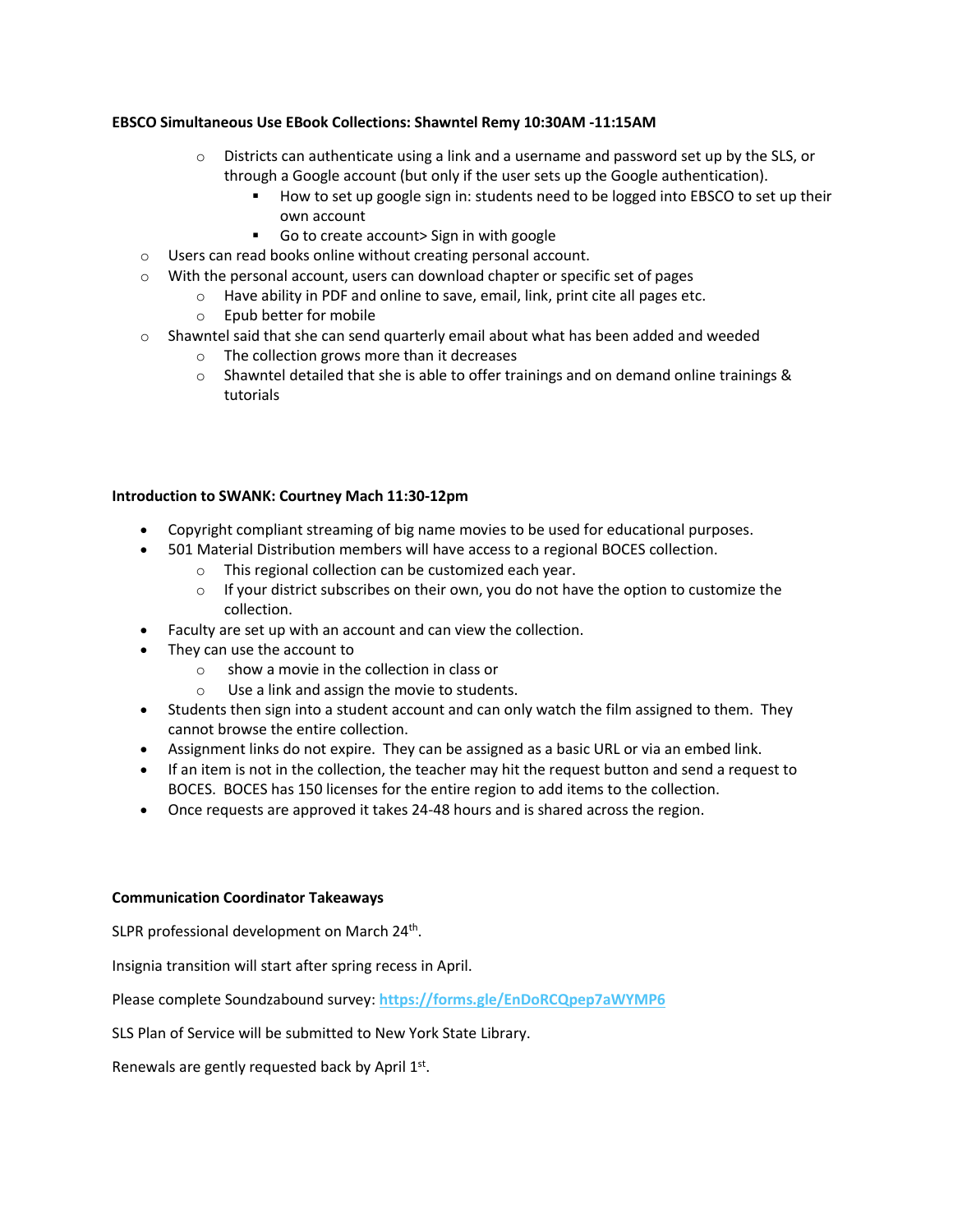**EBSCO Simultaneous Use EBook Collections: Shawntel Remy 10:30AM -11:15AM**

    - Districts can authenticate using a link and a username and password set up by the SLS, or through a Google account (but only if the user sets up the Google authentication).
        - How to set up google sign in: students need to be logged into EBSCO to set up their own account
        - Go to create account> Sign in with google
- Users can read books online without creating personal account.
- With the personal account, users can download chapter or specific set of pages
    - Have ability in PDF and online to save, email, link, print cite all pages etc.
    - Epub better for mobile
- Shawntel said that she can send quarterly email about what has been added and weeded
    - The collection grows more than it decreases
    - Shawntel detailed that she is able to offer trainings and on demand online trainings & tutorials

**Introduction to SWANK: Courtney Mach 11:30-12pm**

- Copyright compliant streaming of big name movies to be used for educational purposes.
- 501 Material Distribution members will have access to a regional BOCES collection.
    - This regional collection can be customized each year.
    - If your district subscribes on their own, you do not have the option to customize the collection.
- Faculty are set up with an account and can view the collection.
- They can use the account to
    - show a movie in the collection in class or
    - Use a link and assign the movie to students.
- Students then sign into a student account and can only watch the film assigned to them. They cannot browse the entire collection.
- Assignment links do not expire. They can be assigned as a basic URL or via an embed link.
- If an item is not in the collection, the teacher may hit the request button and send a request to BOCES. BOCES has 150 licenses for the entire region to add items to the collection.
- Once requests are approved it takes 24-48 hours and is shared across the region.

**Communication Coordinator Takeaways**

SLPR professional development on March 24th.

Insignia transition will start after spring recess in April.

Please complete Soundzabound survey: **https://forms.gle/EnDoRCQpep7aWYMP6**

SLS Plan of Service will be submitted to New York State Library.

Renewals are gently requested back by April 1st.